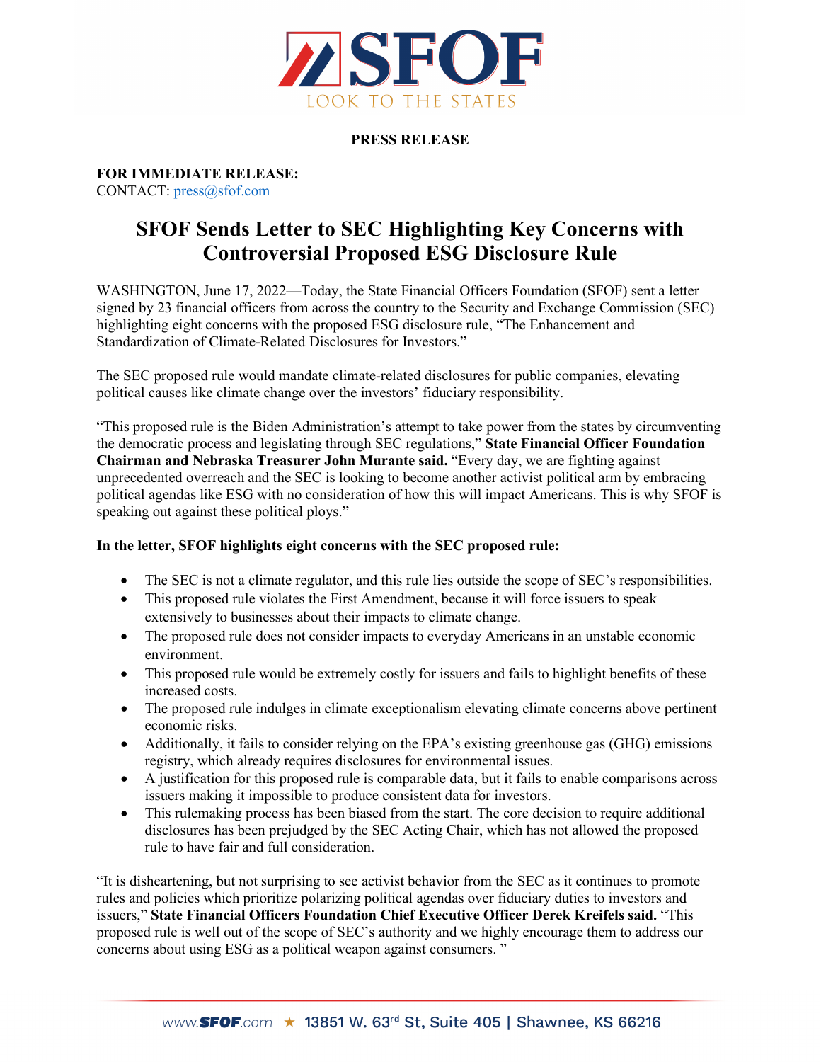SFOF

LOOK TO THE STATES

**PRESS RELEASE**

**FOR IMMEDIATE RELEASE:**
CONTACT: press@sfof.com

# SFOF Sends Letter to SEC Highlighting Key Concerns with Controversial Proposed ESG Disclosure Rule

WASHINGTON, June 17, 2022—Today, the State Financial Officers Foundation (SFOF) sent a letter signed by 23 financial officers from across the country to the Security and Exchange Commission (SEC) highlighting eight concerns with the proposed ESG disclosure rule, "The Enhancement and Standardization of Climate-Related Disclosures for Investors."

The SEC proposed rule would mandate climate-related disclosures for public companies, elevating political causes like climate change over the investors' fiduciary responsibility.

"This proposed rule is the Biden Administration's attempt to take power from the states by circumventing the democratic process and legislating through SEC regulations," **State Financial Officer Foundation Chairman and Nebraska Treasurer John Murante said.** "Every day, we are fighting against unprecedented overreach and the SEC is looking to become another activist political arm by embracing political agendas like ESG with no consideration of how this will impact Americans. This is why SFOF is speaking out against these political ploys."

**In the letter, SFOF highlights eight concerns with the SEC proposed rule:**

- The SEC is not a climate regulator, and this rule lies outside the scope of SEC's responsibilities.
- This proposed rule violates the First Amendment, because it will force issuers to speak extensively to businesses about their impacts to climate change.
- The proposed rule does not consider impacts to everyday Americans in an unstable economic environment.
- This proposed rule would be extremely costly for issuers and fails to highlight benefits of these increased costs.
- The proposed rule indulges in climate exceptionalism elevating climate concerns above pertinent economic risks.
- Additionally, it fails to consider relying on the EPA's existing greenhouse gas (GHG) emissions registry, which already requires disclosures for environmental issues.
- A justification for this proposed rule is comparable data, but it fails to enable comparisons across issuers making it impossible to produce consistent data for investors.
- This rulemaking process has been biased from the start. The core decision to require additional disclosures has been prejudged by the SEC Acting Chair, which has not allowed the proposed rule to have fair and full consideration.

"It is disheartening, but not surprising to see activist behavior from the SEC as it continues to promote rules and policies which prioritize polarizing political agendas over fiduciary duties to investors and issuers," **State Financial Officers Foundation Chief Executive Officer Derek Kreifels said.** "This proposed rule is well out of the scope of SEC's authority and we highly encourage them to address our concerns about using ESG as a political weapon against consumers. "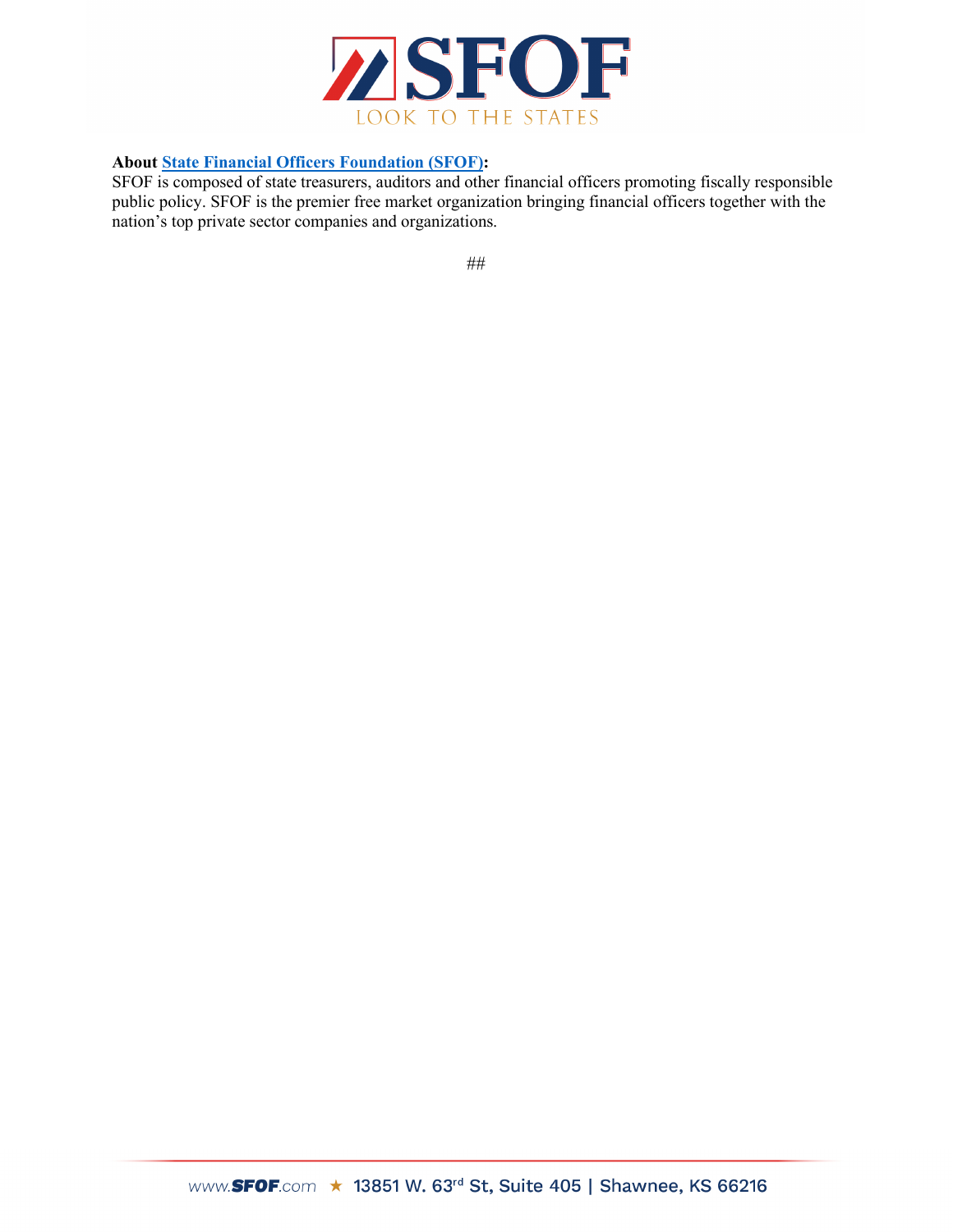**About [State Financial Officers Foundation (SFOF)](https://sfof.com):**
SFOF is composed of state treasurers, auditors and other financial officers promoting fiscally responsible public policy. SFOF is the premier free market organization bringing financial officers together with the nation's top private sector companies and organizations.

##